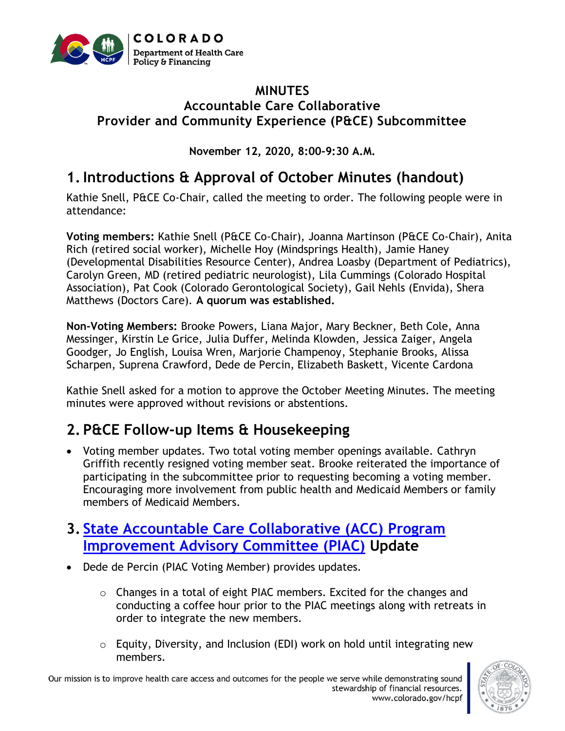# MINUTES
## Accountable Care Collaborative
## Provider and Community Experience (P&CE) Subcommittee

**November 12, 2020, 8:00-9:30 A.M.**

## 1. Introductions & Approval of October Minutes (handout)

Kathie Snell, P&CE Co-Chair, called the meeting to order. The following people were in attendance:

**Voting members:** Kathie Snell (P&CE Co-Chair), Joanna Martinson (P&CE Co-Chair), Anita Rich (retired social worker), Michelle Hoy (Mindsprings Health), Jamie Haney (Developmental Disabilities Resource Center), Andrea Loasby (Department of Pediatrics), Carolyn Green, MD (retired pediatric neurologist), Lila Cummings (Colorado Hospital Association), Pat Cook (Colorado Gerontological Society), Gail Nehls (Envida), Shera Matthews (Doctors Care). **A quorum was established.**

**Non-Voting Members:** Brooke Powers, Liana Major, Mary Beckner, Beth Cole, Anna Messinger, Kirstin Le Grice, Julia Duffer, Melinda Klowden, Jessica Zaiger, Angela Goodger, Jo English, Louisa Wren, Marjorie Champenoy, Stephanie Brooks, Alissa Scharpen, Suprena Crawford, Dede de Percin, Elizabeth Baskett, Vicente Cardona

Kathie Snell asked for a motion to approve the October Meeting Minutes. The meeting minutes were approved without revisions or abstentions.

## 2. P&CE Follow-up Items & Housekeeping

- Voting member updates. Two total voting member openings available. Cathryn Griffith recently resigned voting member seat. Brooke reiterated the importance of participating in the subcommittee prior to requesting becoming a voting member. Encouraging more involvement from public health and Medicaid Members or family members of Medicaid Members.

## 3. State Accountable Care Collaborative (ACC) Program Improvement Advisory Committee (PIAC) Update

- Dede de Percin (PIAC Voting Member) provides updates.
  - Changes in a total of eight PIAC members. Excited for the changes and conducting a coffee hour prior to the PIAC meetings along with retreats in order to integrate the new members.
  - Equity, Diversity, and Inclusion (EDI) work on hold until integrating new members.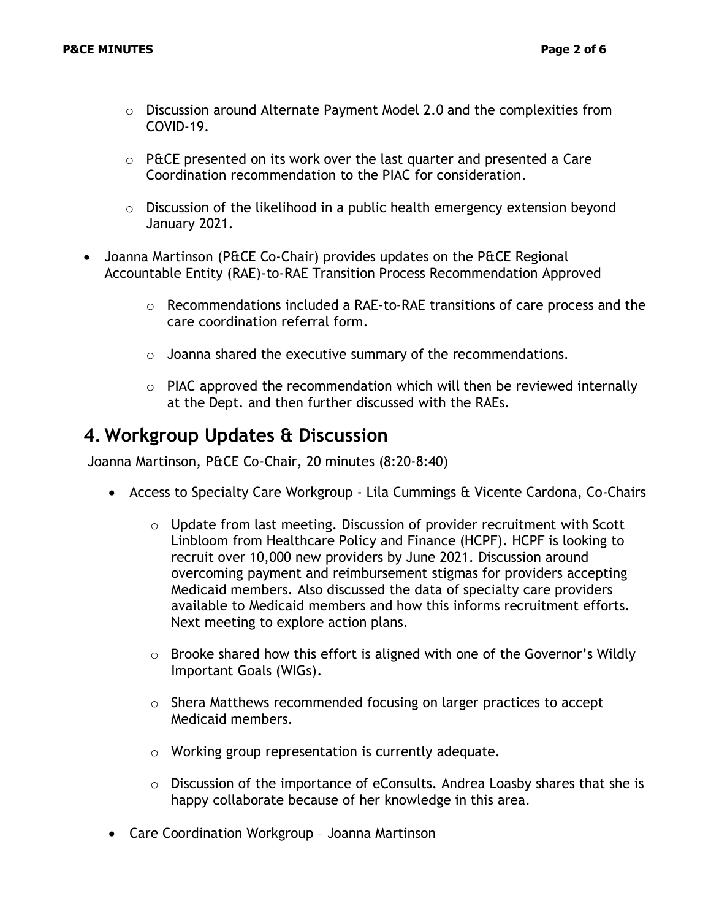- Discussion around Alternate Payment Model 2.0 and the complexities from COVID-19.
- P&CE presented on its work over the last quarter and presented a Care Coordination recommendation to the PIAC for consideration.
- Discussion of the likelihood in a public health emergency extension beyond January 2021.

- Joanna Martinson (P&CE Co-Chair) provides updates on the P&CE Regional Accountable Entity (RAE)-to-RAE Transition Process Recommendation Approved
  - Recommendations included a RAE-to-RAE transitions of care process and the care coordination referral form.
  - Joanna shared the executive summary of the recommendations.
  - PIAC approved the recommendation which will then be reviewed internally at the Dept. and then further discussed with the RAEs.

## 4. Workgroup Updates & Discussion

Joanna Martinson, P&CE Co-Chair, 20 minutes (8:20-8:40)

- Access to Specialty Care Workgroup - Lila Cummings & Vicente Cardona, Co-Chairs
  - Update from last meeting. Discussion of provider recruitment with Scott Linbloom from Healthcare Policy and Finance (HCPF). HCPF is looking to recruit over 10,000 new providers by June 2021. Discussion around overcoming payment and reimbursement stigmas for providers accepting Medicaid members. Also discussed the data of specialty care providers available to Medicaid members and how this informs recruitment efforts. Next meeting to explore action plans.
  - Brooke shared how this effort is aligned with one of the Governor's Wildly Important Goals (WIGs).
  - Shera Matthews recommended focusing on larger practices to accept Medicaid members.
  - Working group representation is currently adequate.
  - Discussion of the importance of eConsults. Andrea Loasby shares that she is happy collaborate because of her knowledge in this area.
- Care Coordination Workgroup – Joanna Martinson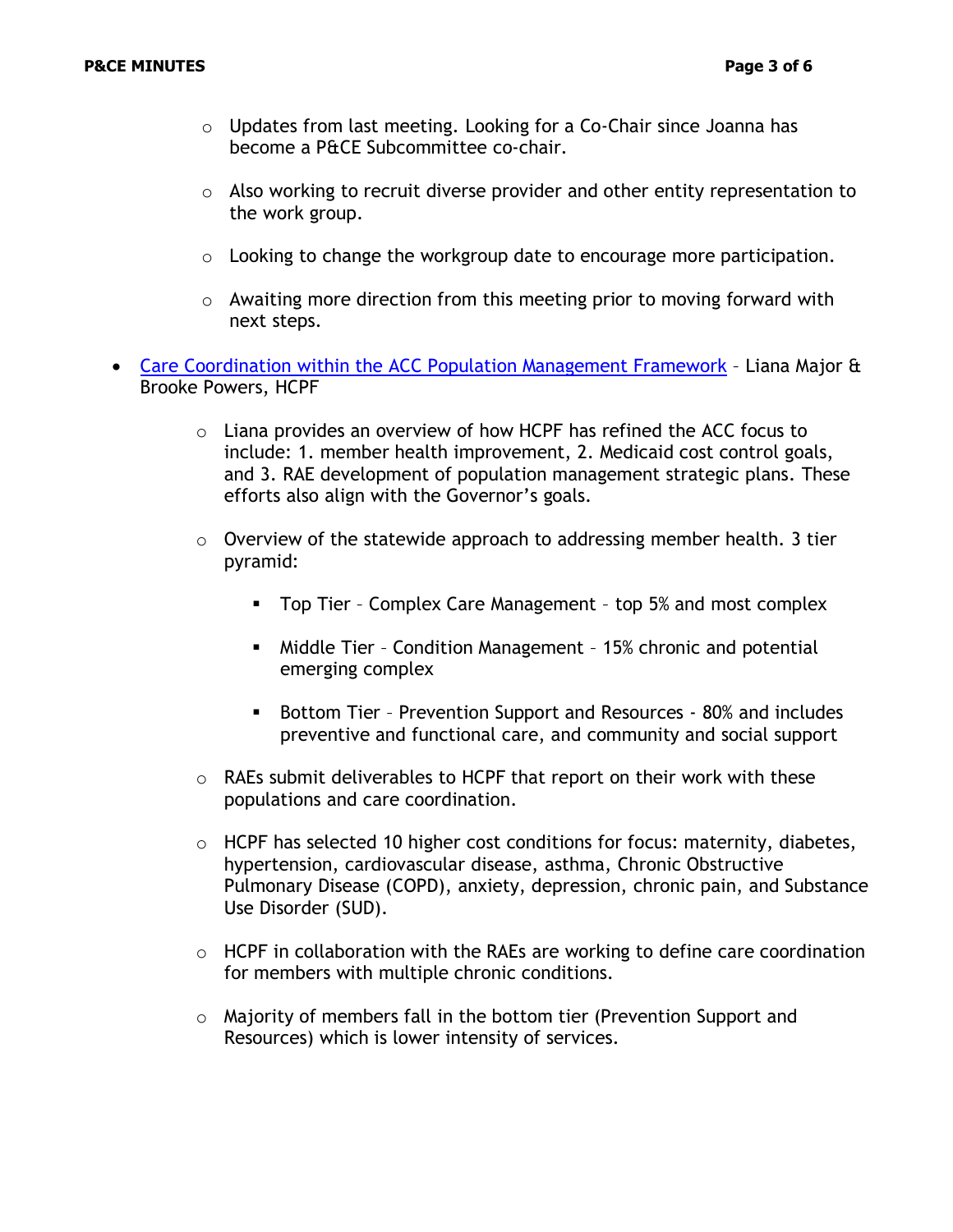- Updates from last meeting. Looking for a Co-Chair since Joanna has become a P&CE Subcommittee co-chair.

  - Also working to recruit diverse provider and other entity representation to the work group.

  - Looking to change the workgroup date to encourage more participation.

  - Awaiting more direction from this meeting prior to moving forward with next steps.

- Care Coordination within the ACC Population Management Framework – Liana Major & Brooke Powers, HCPF

  - Liana provides an overview of how HCPF has refined the ACC focus to include: 1. member health improvement, 2. Medicaid cost control goals, and 3. RAE development of population management strategic plans. These efforts also align with the Governor's goals.

  - Overview of the statewide approach to addressing member health. 3 tier pyramid:

    - Top Tier – Complex Care Management – top 5% and most complex

    - Middle Tier – Condition Management – 15% chronic and potential emerging complex

    - Bottom Tier – Prevention Support and Resources - 80% and includes preventive and functional care, and community and social support

  - RAEs submit deliverables to HCPF that report on their work with these populations and care coordination.

  - HCPF has selected 10 higher cost conditions for focus: maternity, diabetes, hypertension, cardiovascular disease, asthma, Chronic Obstructive Pulmonary Disease (COPD), anxiety, depression, chronic pain, and Substance Use Disorder (SUD).

  - HCPF in collaboration with the RAEs are working to define care coordination for members with multiple chronic conditions.

  - Majority of members fall in the bottom tier (Prevention Support and Resources) which is lower intensity of services.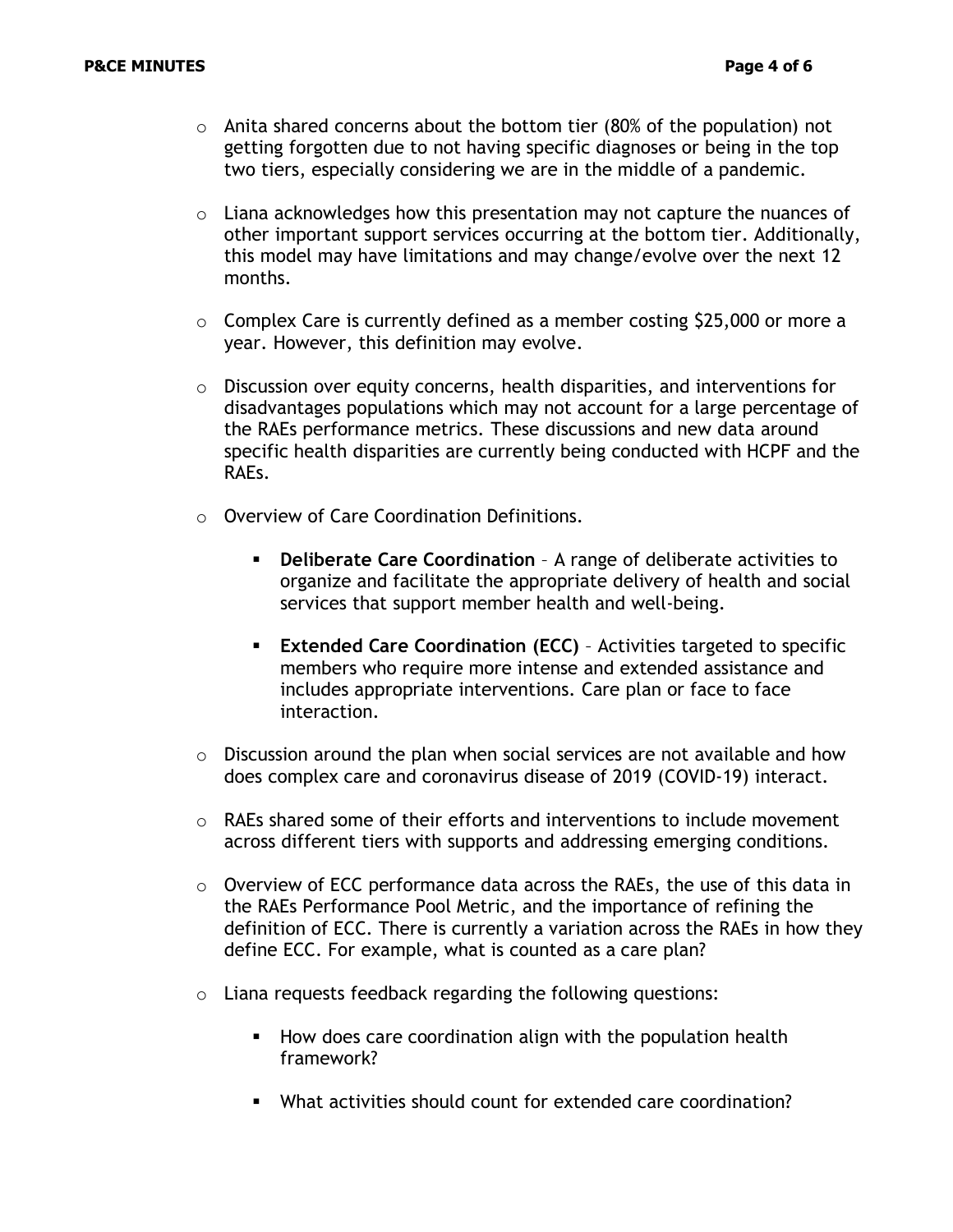- Anita shared concerns about the bottom tier (80% of the population) not getting forgotten due to not having specific diagnoses or being in the top two tiers, especially considering we are in the middle of a pandemic.

- Liana acknowledges how this presentation may not capture the nuances of other important support services occurring at the bottom tier. Additionally, this model may have limitations and may change/evolve over the next 12 months.

- Complex Care is currently defined as a member costing $25,000 or more a year. However, this definition may evolve.

- Discussion over equity concerns, health disparities, and interventions for disadvantages populations which may not account for a large percentage of the RAEs performance metrics. These discussions and new data around specific health disparities are currently being conducted with HCPF and the RAEs.

- Overview of Care Coordination Definitions.

  - **Deliberate Care Coordination** – A range of deliberate activities to organize and facilitate the appropriate delivery of health and social services that support member health and well-being.

  - **Extended Care Coordination (ECC)** – Activities targeted to specific members who require more intense and extended assistance and includes appropriate interventions. Care plan or face to face interaction.

- Discussion around the plan when social services are not available and how does complex care and coronavirus disease of 2019 (COVID-19) interact.

- RAEs shared some of their efforts and interventions to include movement across different tiers with supports and addressing emerging conditions.

- Overview of ECC performance data across the RAEs, the use of this data in the RAEs Performance Pool Metric, and the importance of refining the definition of ECC. There is currently a variation across the RAEs in how they define ECC. For example, what is counted as a care plan?

- Liana requests feedback regarding the following questions:

  - How does care coordination align with the population health framework?

  - What activities should count for extended care coordination?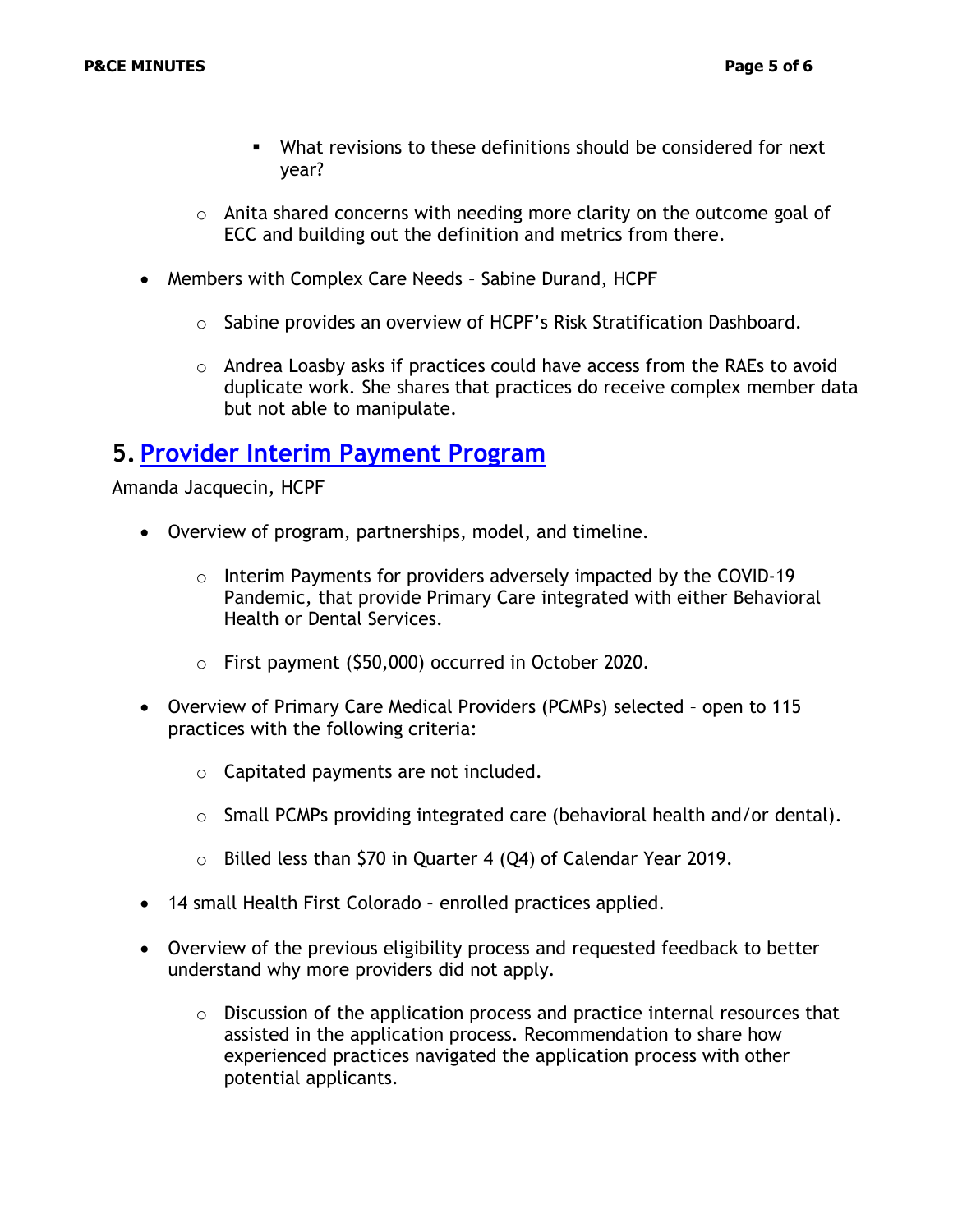- What revisions to these definitions should be considered for next year?
    - Anita shared concerns with needing more clarity on the outcome goal of ECC and building out the definition and metrics from there.
- Members with Complex Care Needs – Sabine Durand, HCPF
    - Sabine provides an overview of HCPF's Risk Stratification Dashboard.
    - Andrea Loasby asks if practices could have access from the RAEs to avoid duplicate work. She shares that practices do receive complex member data but not able to manipulate.

## 5. Provider Interim Payment Program

Amanda Jacquecin, HCPF

- Overview of program, partnerships, model, and timeline.
    - Interim Payments for providers adversely impacted by the COVID-19 Pandemic, that provide Primary Care integrated with either Behavioral Health or Dental Services.
    - First payment ($50,000) occurred in October 2020.
- Overview of Primary Care Medical Providers (PCMPs) selected – open to 115 practices with the following criteria:
    - Capitated payments are not included.
    - Small PCMPs providing integrated care (behavioral health and/or dental).
    - Billed less than $70 in Quarter 4 (Q4) of Calendar Year 2019.
- 14 small Health First Colorado – enrolled practices applied.
- Overview of the previous eligibility process and requested feedback to better understand why more providers did not apply.
    - Discussion of the application process and practice internal resources that assisted in the application process. Recommendation to share how experienced practices navigated the application process with other potential applicants.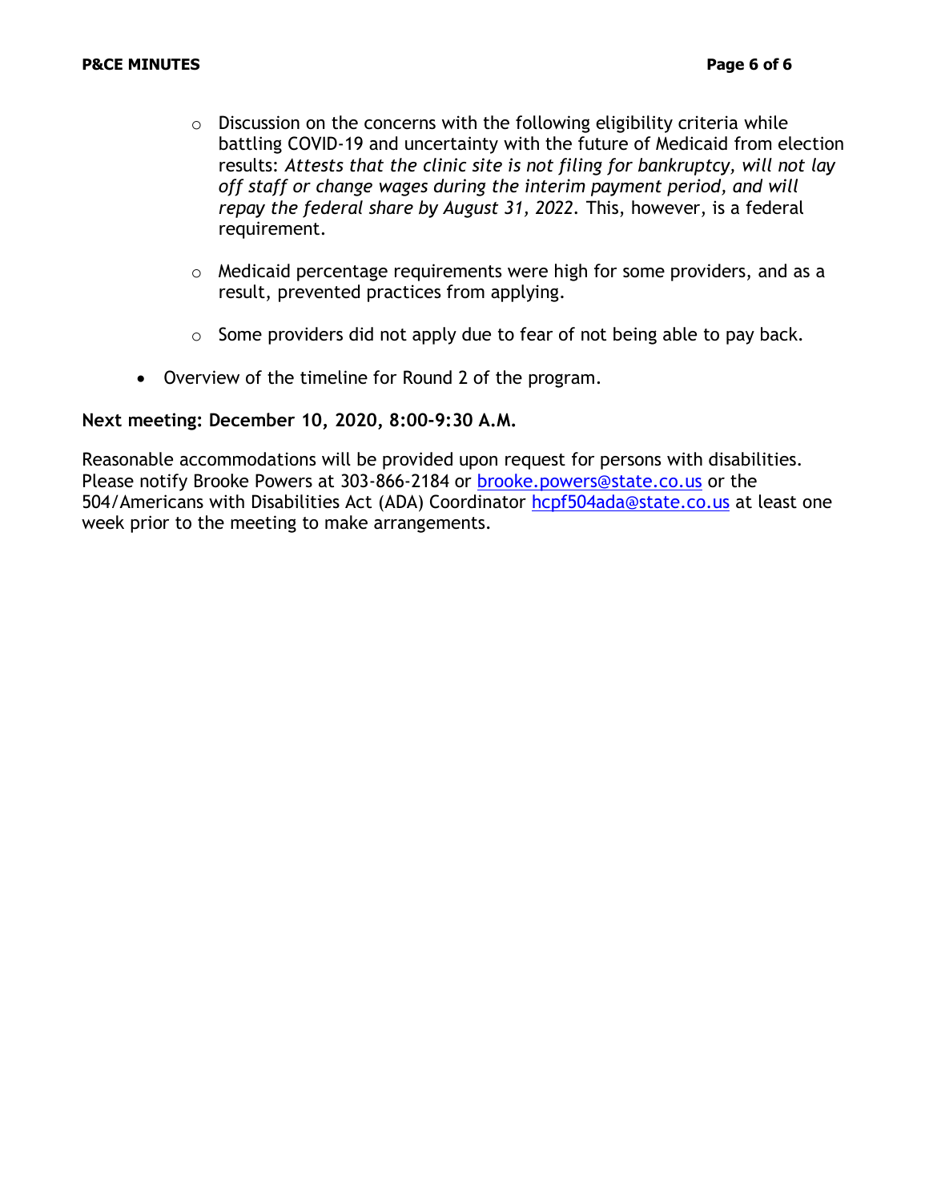- Discussion on the concerns with the following eligibility criteria while battling COVID-19 and uncertainty with the future of Medicaid from election results: *Attests that the clinic site is not filing for bankruptcy, will not lay off staff or change wages during the interim payment period, and will repay the federal share by August 31, 2022.* This, however, is a federal requirement.

  - Medicaid percentage requirements were high for some providers, and as a result, prevented practices from applying.

  - Some providers did not apply due to fear of not being able to pay back.

- Overview of the timeline for Round 2 of the program.

**Next meeting: December 10, 2020, 8:00-9:30 A.M.**

Reasonable accommodations will be provided upon request for persons with disabilities. Please notify Brooke Powers at 303-866-2184 or brooke.powers@state.co.us or the 504/Americans with Disabilities Act (ADA) Coordinator hcpf504ada@state.co.us at least one week prior to the meeting to make arrangements.